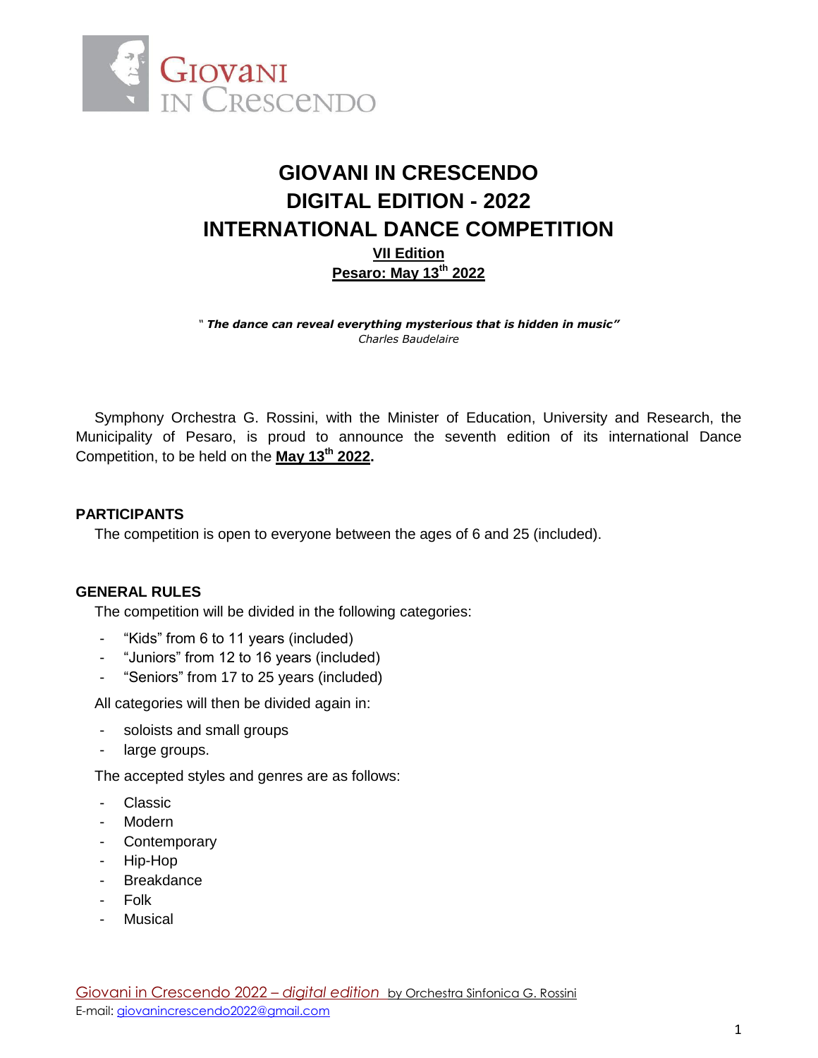# GIOVANI IN CRESCENDO
# DIGITAL EDITION - 2022
# INTERNATIONAL DANCE COMPETITION

**VII Edition**

**Pesaro: May 13th 2022**

" ***The dance can reveal everything mysterious that is hidden in music"***
*Charles Baudelaire*

Symphony Orchestra G. Rossini, with the Minister of Education, University and Research, the Municipality of Pesaro, is proud to announce the seventh edition of its international Dance Competition, to be held on the **May 13th 2022**.

## PARTICIPANTS

The competition is open to everyone between the ages of 6 and 25 (included).

## GENERAL RULES

The competition will be divided in the following categories:

- "Kids" from 6 to 11 years (included)
- "Juniors" from 12 to 16 years (included)
- "Seniors" from 17 to 25 years (included)

All categories will then be divided again in:

- soloists and small groups
- large groups.

The accepted styles and genres are as follows:

- Classic
- Modern
- Contemporary
- Hip-Hop
- Breakdance
- Folk
- Musical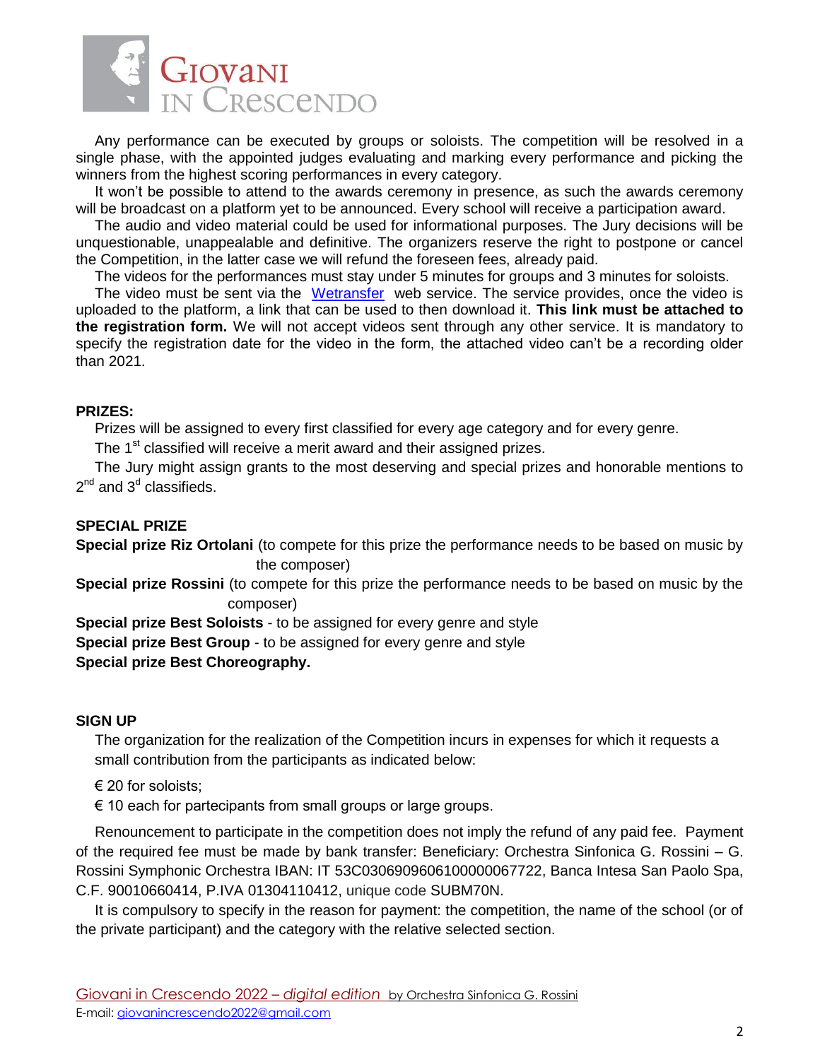Any performance can be executed by groups or soloists. The competition will be resolved in a single phase, with the appointed judges evaluating and marking every performance and picking the winners from the highest scoring performances in every category.

It won't be possible to attend to the awards ceremony in presence, as such the awards ceremony will be broadcast on a platform yet to be announced. Every school will receive a participation award.

The audio and video material could be used for informational purposes. The Jury decisions will be unquestionable, unappealable and definitive. The organizers reserve the right to postpone or cancel the Competition, in the latter case we will refund the foreseen fees, already paid.

The videos for the performances must stay under 5 minutes for groups and 3 minutes for soloists.

The video must be sent via the Wetransfer web service. The service provides, once the video is uploaded to the platform, a link that can be used to then download it. **This link must be attached to the registration form.** We will not accept videos sent through any other service. It is mandatory to specify the registration date for the video in the form, the attached video can't be a recording older than 2021.

**PRIZES:**

Prizes will be assigned to every first classified for every age category and for every genre.

The 1st classified will receive a merit award and their assigned prizes.

The Jury might assign grants to the most deserving and special prizes and honorable mentions to 2nd and 3d classifieds.

**SPECIAL PRIZE**

**Special prize Riz Ortolani** (to compete for this prize the performance needs to be based on music by the composer)

**Special prize Rossini** (to compete for this prize the performance needs to be based on music by the composer)

**Special prize Best Soloists** - to be assigned for every genre and style

**Special prize Best Group** - to be assigned for every genre and style

**Special prize Best Choreography.**

**SIGN UP**

The organization for the realization of the Competition incurs in expenses for which it requests a small contribution from the participants as indicated below:

€ 20 for soloists;

€ 10 each for partecipants from small groups or large groups.

Renouncement to participate in the competition does not imply the refund of any paid fee. Payment of the required fee must be made by bank transfer: Beneficiary: Orchestra Sinfonica G. Rossini – G. Rossini Symphonic Orchestra IBAN: IT 53C0306909606100000067722, Banca Intesa San Paolo Spa, C.F. 90010660414, P.IVA 01304110412, unique code SUBM70N.

It is compulsory to specify in the reason for payment: the competition, the name of the school (or of the private participant) and the category with the relative selected section.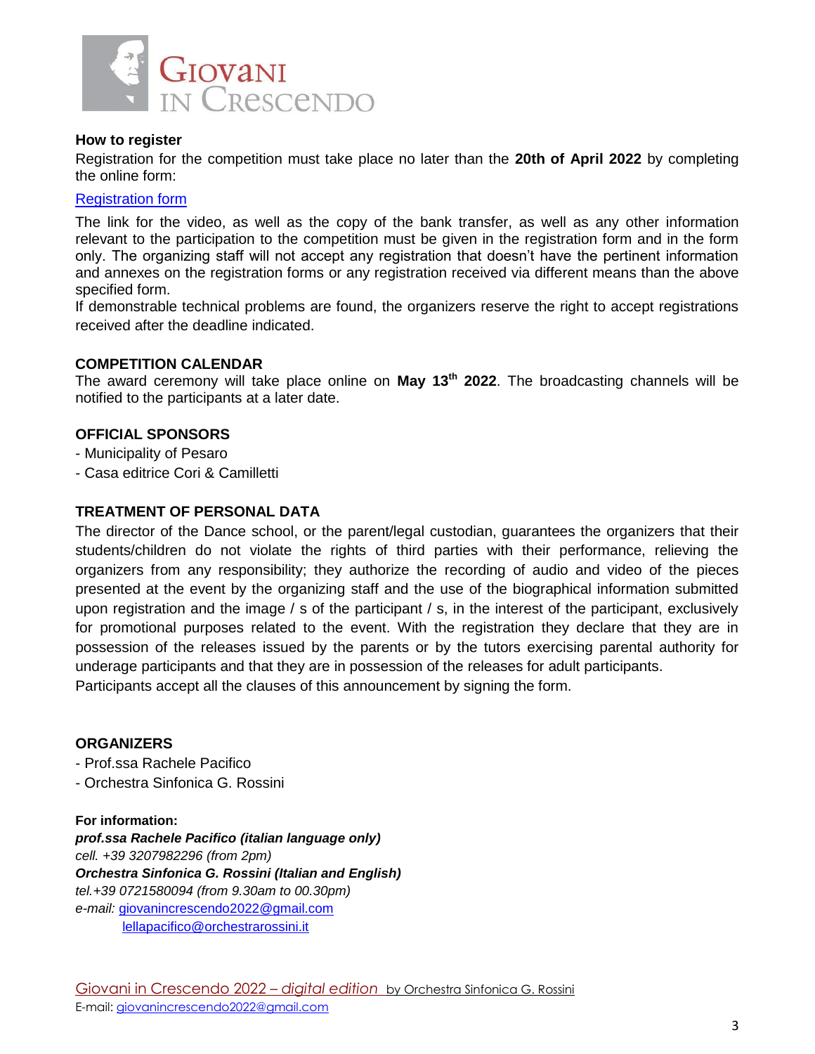### How to register

Registration for the competition must take place no later than the **20th of April 2022** by completing the online form:

[Registration form]

The link for the video, as well as the copy of the bank transfer, as well as any other information relevant to the participation to the competition must be given in the registration form and in the form only. The organizing staff will not accept any registration that doesn't have the pertinent information and annexes on the registration forms or any registration received via different means than the above specified form.

If demonstrable technical problems are found, the organizers reserve the right to accept registrations received after the deadline indicated.

### COMPETITION CALENDAR

The award ceremony will take place online on **May 13th 2022**. The broadcasting channels will be notified to the participants at a later date.

### OFFICIAL SPONSORS

- Municipality of Pesaro
- Casa editrice Cori & Camilletti

### TREATMENT OF PERSONAL DATA

The director of the Dance school, or the parent/legal custodian, guarantees the organizers that their students/children do not violate the rights of third parties with their performance, relieving the organizers from any responsibility; they authorize the recording of audio and video of the pieces presented at the event by the organizing staff and the use of the biographical information submitted upon registration and the image / s of the participant / s, in the interest of the participant, exclusively for promotional purposes related to the event. With the registration they declare that they are in possession of the releases issued by the parents or by the tutors exercising parental authority for underage participants and that they are in possession of the releases for adult participants.

Participants accept all the clauses of this announcement by signing the form.

### ORGANIZERS

- Prof.ssa Rachele Pacifico
- Orchestra Sinfonica G. Rossini

**For information:**

***prof.ssa Rachele Pacifico (italian language only)***
*cell. +39 3207982296 (from 2pm)*
***Orchestra Sinfonica G. Rossini (Italian and English)***
*tel.+39 0721580094 (from 9.30am to 00.30pm)*
*e-mail:* giovanincrescendo2022@gmail.com
lellapacifico@orchestrarossini.it